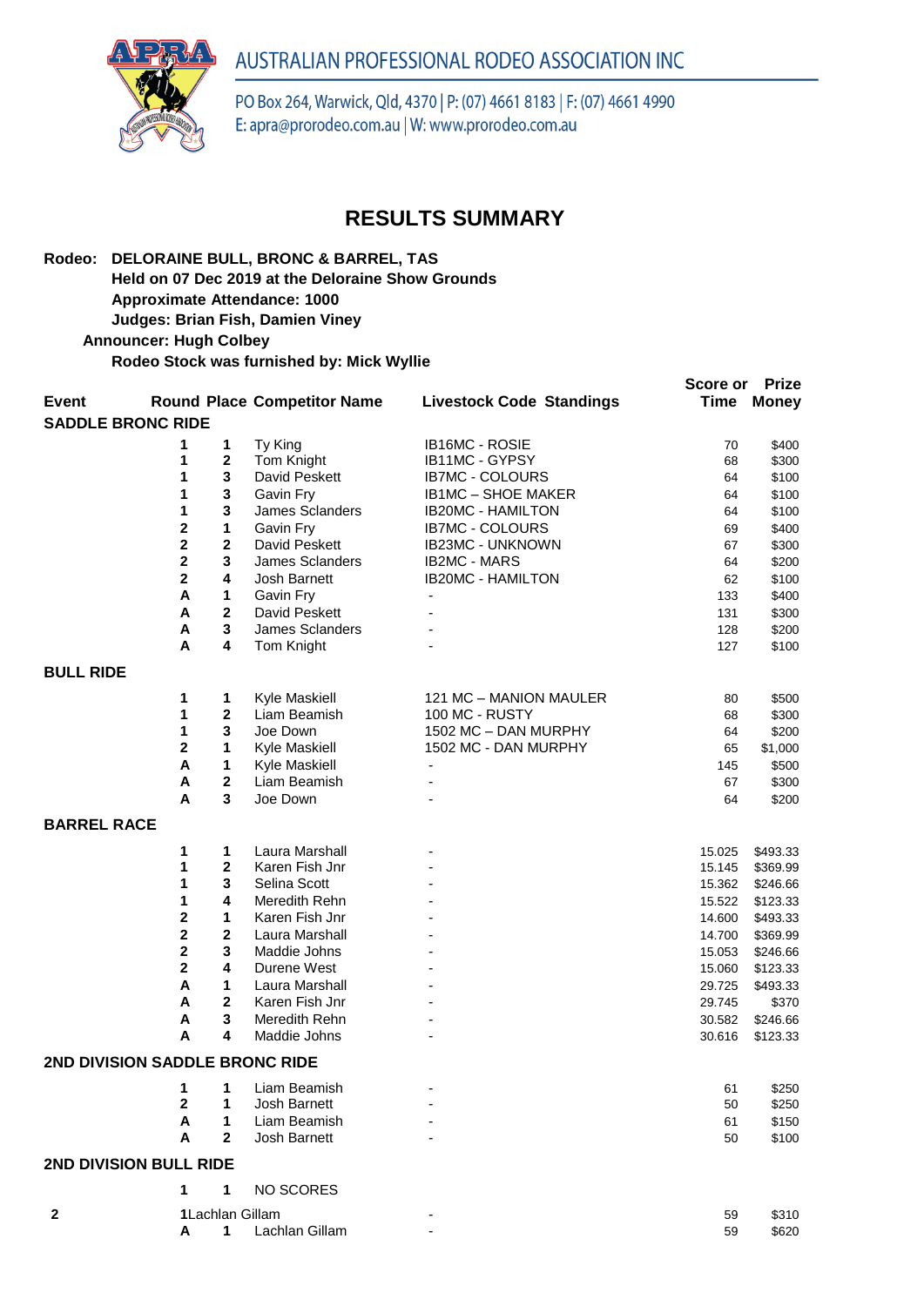# AUSTRALIAN PROFESSIONAL RODEO ASSOCIATION INC

PO Box 264, Warwick, Qld, 4370 | P: (07) 4661 8183 | F: (07) 4661 4990
E: apra@prorodeo.com.au | W: www.prorodeo.com.au

## RESULTS SUMMARY

**Rodeo: DELORAINE BULL, BRONC & BARREL, TAS**
**Held on 07 Dec 2019 at the Deloraine Show Grounds**
**Approximate Attendance: 1000**
**Judges: Brian Fish, Damien Viney**
**Announcer: Hugh Colbey**
**Rodeo Stock was furnished by: Mick Wyllie**

| Event | Round | Place | Competitor Name | Livestock Code Standings | Score or Time | Prize Money |
|---|---|---|---|---|---|---|
| **SADDLE BRONC RIDE** | | | | | | |
| | 1 | 1 | Ty King | IB16MC - ROSIE | 70 | $400 |
| | 1 | 2 | Tom Knight | IB11MC - GYPSY | 68 | $300 |
| | 1 | 3 | David Peskett | IB7MC - COLOURS | 64 | $100 |
| | 1 | 3 | Gavin Fry | IB1MC – SHOE MAKER | 64 | $100 |
| | 1 | 3 | James Sclanders | IB20MC - HAMILTON | 64 | $100 |
| | 2 | 1 | Gavin Fry | IB7MC - COLOURS | 69 | $400 |
| | 2 | 2 | David Peskett | IB23MC - UNKNOWN | 67 | $300 |
| | 2 | 3 | James Sclanders | IB2MC - MARS | 64 | $200 |
| | 2 | 4 | Josh Barnett | IB20MC - HAMILTON | 62 | $100 |
| | A | 1 | Gavin Fry | - | 133 | $400 |
| | A | 2 | David Peskett | - | 131 | $300 |
| | A | 3 | James Sclanders | - | 128 | $200 |
| | A | 4 | Tom Knight | - | 127 | $100 |
| **BULL RIDE** | | | | | | |
| | 1 | 1 | Kyle Maskiell | 121 MC – MANION MAULER | 80 | $500 |
| | 1 | 2 | Liam Beamish | 100 MC - RUSTY | 68 | $300 |
| | 1 | 3 | Joe Down | 1502 MC – DAN MURPHY | 64 | $200 |
| | 2 | 1 | Kyle Maskiell | 1502 MC - DAN MURPHY | 65 | $1,000 |
| | A | 1 | Kyle Maskiell | - | 145 | $500 |
| | A | 2 | Liam Beamish | - | 67 | $300 |
| | A | 3 | Joe Down | - | 64 | $200 |
| **BARREL RACE** | | | | | | |
| | 1 | 1 | Laura Marshall | - | 15.025 | $493.33 |
| | 1 | 2 | Karen Fish Jnr | - | 15.145 | $369.99 |
| | 1 | 3 | Selina Scott | - | 15.362 | $246.66 |
| | 1 | 4 | Meredith Rehn | - | 15.522 | $123.33 |
| | 2 | 1 | Karen Fish Jnr | - | 14.600 | $493.33 |
| | 2 | 2 | Laura Marshall | - | 14.700 | $369.99 |
| | 2 | 3 | Maddie Johns | - | 15.053 | $246.66 |
| | 2 | 4 | Durene West | - | 15.060 | $123.33 |
| | A | 1 | Laura Marshall | - | 29.725 | $493.33 |
| | A | 2 | Karen Fish Jnr | - | 29.745 | $370 |
| | A | 3 | Meredith Rehn | - | 30.582 | $246.66 |
| | A | 4 | Maddie Johns | - | 30.616 | $123.33 |
| **2ND DIVISION SADDLE BRONC RIDE** | | | | | | |
| | 1 | 1 | Liam Beamish | - | 61 | $250 |
| | 2 | 1 | Josh Barnett | - | 50 | $250 |
| | A | 1 | Liam Beamish | - | 61 | $150 |
| | A | 2 | Josh Barnett | - | 50 | $100 |
| **2ND DIVISION BULL RIDE** | | | | | | |
| | 1 | 1 | NO SCORES | | | |
| 2 | | 1 | Lachlan Gillam | - | 59 | $310 |
| | A | 1 | Lachlan Gillam | - | 59 | $620 |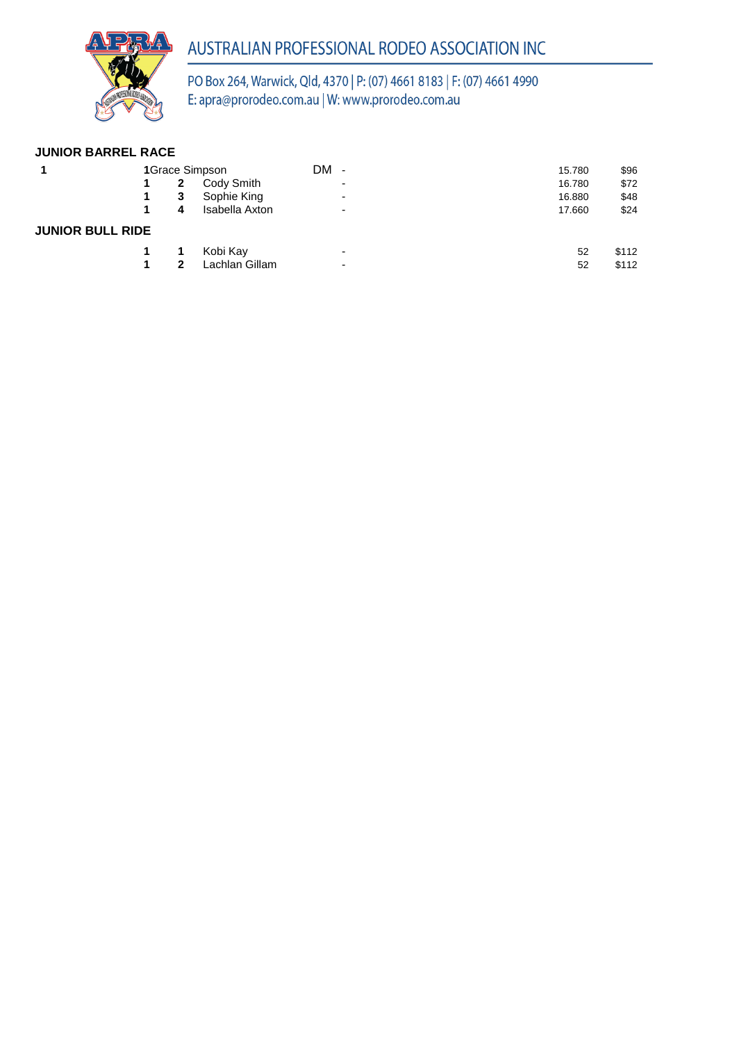# AUSTRALIAN PROFESSIONAL RODEO ASSOCIATION INC

PO Box 264, Warwick, Qld, 4370 | P: (07) 4661 8183 | F: (07) 4661 4990
E: apra@prorodeo.com.au | W: www.prorodeo.com.au

**JUNIOR BARREL RACE**

| | | | | | | | |
|---|---|---|---|---|---|---|---|
| **1** | **1** | | Grace Simpson | DM | - | 15.780 | $96 |
| | **1** | **2** | Cody Smith | | - | 16.780 | $72 |
| | **1** | **3** | Sophie King | | - | 16.880 | $48 |
| | **1** | **4** | Isabella Axton | | - | 17.660 | $24 |

**JUNIOR BULL RIDE**

| | | | | | |
|---|---|---|---|---|---|
| **1** | **1** | Kobi Kay | - | 52 | $112 |
| **1** | **2** | Lachlan Gillam | - | 52 | $112 |